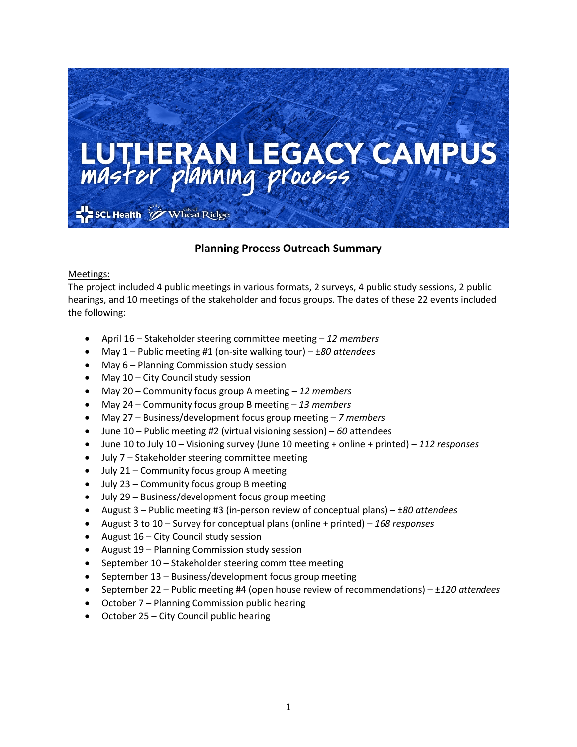# LUTHERAN LEGACY CAMPUS
## master planning process

SCL Health   City of Wheat Ridge

## Planning Process Outreach Summary

Meetings:

The project included 4 public meetings in various formats, 2 surveys, 4 public study sessions, 2 public hearings, and 10 meetings of the stakeholder and focus groups. The dates of these 22 events included the following:

- April 16 – Stakeholder steering committee meeting – *12 members*
- May 1 – Public meeting #1 (on-site walking tour) – *±80 attendees*
- May 6 – Planning Commission study session
- May 10 – City Council study session
- May 20 – Community focus group A meeting – *12 members*
- May 24 – Community focus group B meeting – *13 members*
- May 27 – Business/development focus group meeting – *7 members*
- June 10 – Public meeting #2 (virtual visioning session) – *60* attendees
- June 10 to July 10 – Visioning survey (June 10 meeting + online + printed) – *112 responses*
- July 7 – Stakeholder steering committee meeting
- July 21 – Community focus group A meeting
- July 23 – Community focus group B meeting
- July 29 – Business/development focus group meeting
- August 3 – Public meeting #3 (in-person review of conceptual plans) – *±80 attendees*
- August 3 to 10 – Survey for conceptual plans (online + printed) – *168 responses*
- August 16 – City Council study session
- August 19 – Planning Commission study session
- September 10 – Stakeholder steering committee meeting
- September 13 – Business/development focus group meeting
- September 22 – Public meeting #4 (open house review of recommendations) – *±120 attendees*
- October 7 – Planning Commission public hearing
- October 25 – City Council public hearing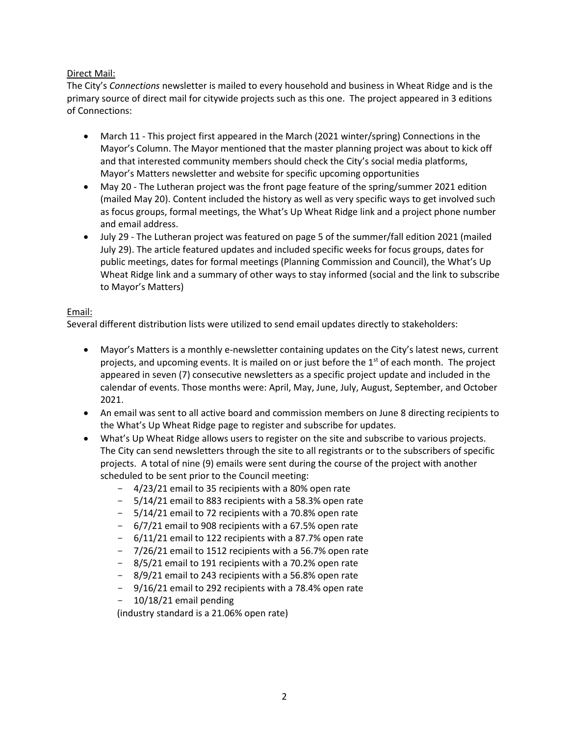Direct Mail:

The City's *Connections* newsletter is mailed to every household and business in Wheat Ridge and is the primary source of direct mail for citywide projects such as this one. The project appeared in 3 editions of Connections:

- March 11 - This project first appeared in the March (2021 winter/spring) Connections in the Mayor's Column. The Mayor mentioned that the master planning project was about to kick off and that interested community members should check the City's social media platforms, Mayor's Matters newsletter and website for specific upcoming opportunities
- May 20 - The Lutheran project was the front page feature of the spring/summer 2021 edition (mailed May 20). Content included the history as well as very specific ways to get involved such as focus groups, formal meetings, the What's Up Wheat Ridge link and a project phone number and email address.
- July 29 - The Lutheran project was featured on page 5 of the summer/fall edition 2021 (mailed July 29). The article featured updates and included specific weeks for focus groups, dates for public meetings, dates for formal meetings (Planning Commission and Council), the What's Up Wheat Ridge link and a summary of other ways to stay informed (social and the link to subscribe to Mayor's Matters)

Email:

Several different distribution lists were utilized to send email updates directly to stakeholders:

- Mayor's Matters is a monthly e-newsletter containing updates on the City's latest news, current projects, and upcoming events. It is mailed on or just before the 1st of each month. The project appeared in seven (7) consecutive newsletters as a specific project update and included in the calendar of events. Those months were: April, May, June, July, August, September, and October 2021.
- An email was sent to all active board and commission members on June 8 directing recipients to the What's Up Wheat Ridge page to register and subscribe for updates.
- What's Up Wheat Ridge allows users to register on the site and subscribe to various projects. The City can send newsletters through the site to all registrants or to the subscribers of specific projects. A total of nine (9) emails were sent during the course of the project with another scheduled to be sent prior to the Council meeting:
  - 4/23/21 email to 35 recipients with a 80% open rate
  - 5/14/21 email to 883 recipients with a 58.3% open rate
  - 5/14/21 email to 72 recipients with a 70.8% open rate
  - 6/7/21 email to 908 recipients with a 67.5% open rate
  - 6/11/21 email to 122 recipients with a 87.7% open rate
  - 7/26/21 email to 1512 recipients with a 56.7% open rate
  - 8/5/21 email to 191 recipients with a 70.2% open rate
  - 8/9/21 email to 243 recipients with a 56.8% open rate
  - 9/16/21 email to 292 recipients with a 78.4% open rate
  - 10/18/21 email pending

  (industry standard is a 21.06% open rate)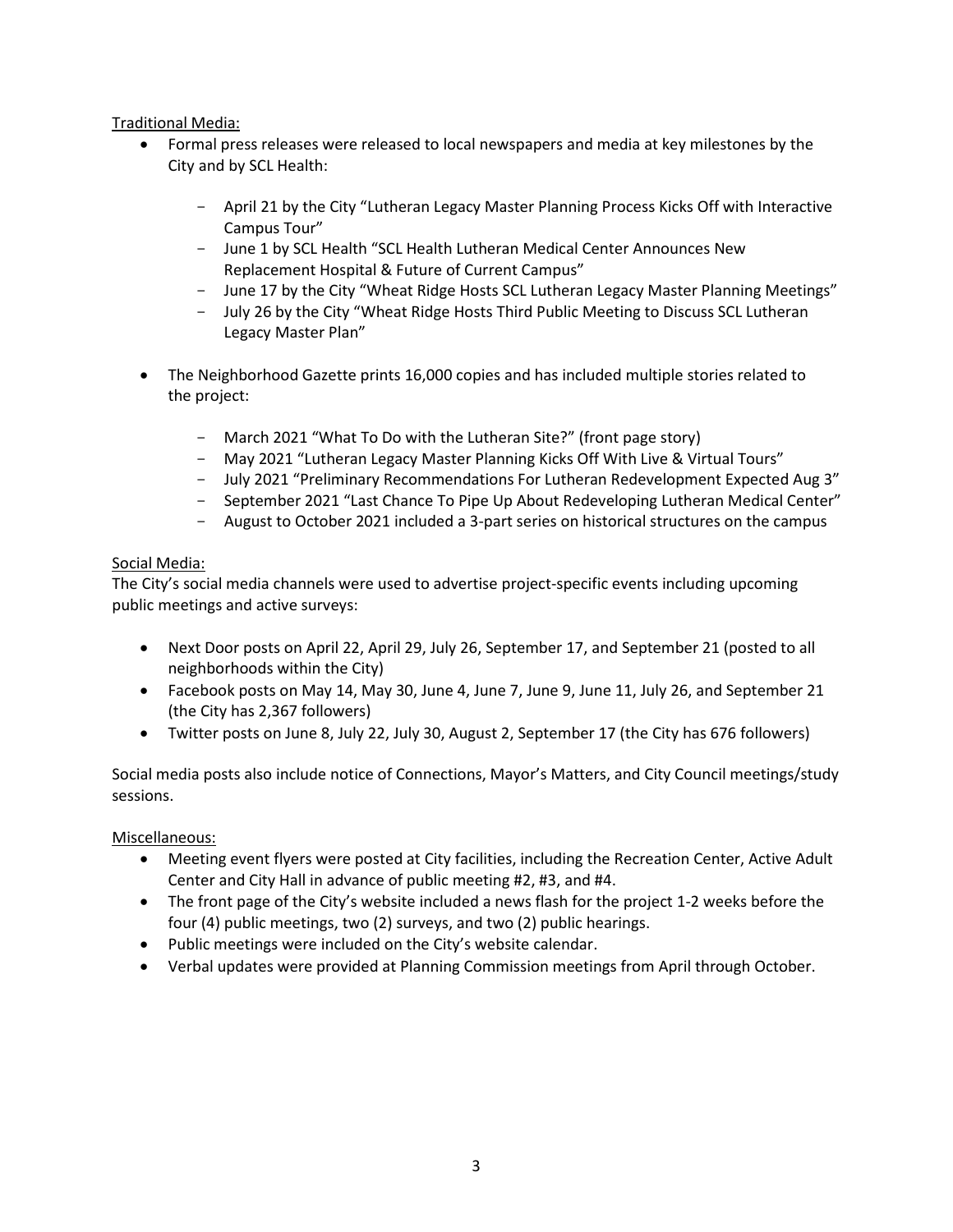Traditional Media:

- Formal press releases were released to local newspapers and media at key milestones by the City and by SCL Health:
    - April 21 by the City "Lutheran Legacy Master Planning Process Kicks Off with Interactive Campus Tour"
    - June 1 by SCL Health "SCL Health Lutheran Medical Center Announces New Replacement Hospital & Future of Current Campus"
    - June 17 by the City "Wheat Ridge Hosts SCL Lutheran Legacy Master Planning Meetings"
    - July 26 by the City "Wheat Ridge Hosts Third Public Meeting to Discuss SCL Lutheran Legacy Master Plan"
- The Neighborhood Gazette prints 16,000 copies and has included multiple stories related to the project:
    - March 2021 "What To Do with the Lutheran Site?" (front page story)
    - May 2021 "Lutheran Legacy Master Planning Kicks Off With Live & Virtual Tours"
    - July 2021 "Preliminary Recommendations For Lutheran Redevelopment Expected Aug 3"
    - September 2021 "Last Chance To Pipe Up About Redeveloping Lutheran Medical Center"
    - August to October 2021 included a 3-part series on historical structures on the campus

Social Media:

The City's social media channels were used to advertise project-specific events including upcoming public meetings and active surveys:

- Next Door posts on April 22, April 29, July 26, September 17, and September 21 (posted to all neighborhoods within the City)
- Facebook posts on May 14, May 30, June 4, June 7, June 9, June 11, July 26, and September 21 (the City has 2,367 followers)
- Twitter posts on June 8, July 22, July 30, August 2, September 17 (the City has 676 followers)

Social media posts also include notice of Connections, Mayor's Matters, and City Council meetings/study sessions.

Miscellaneous:

- Meeting event flyers were posted at City facilities, including the Recreation Center, Active Adult Center and City Hall in advance of public meeting #2, #3, and #4.
- The front page of the City's website included a news flash for the project 1-2 weeks before the four (4) public meetings, two (2) surveys, and two (2) public hearings.
- Public meetings were included on the City's website calendar.
- Verbal updates were provided at Planning Commission meetings from April through October.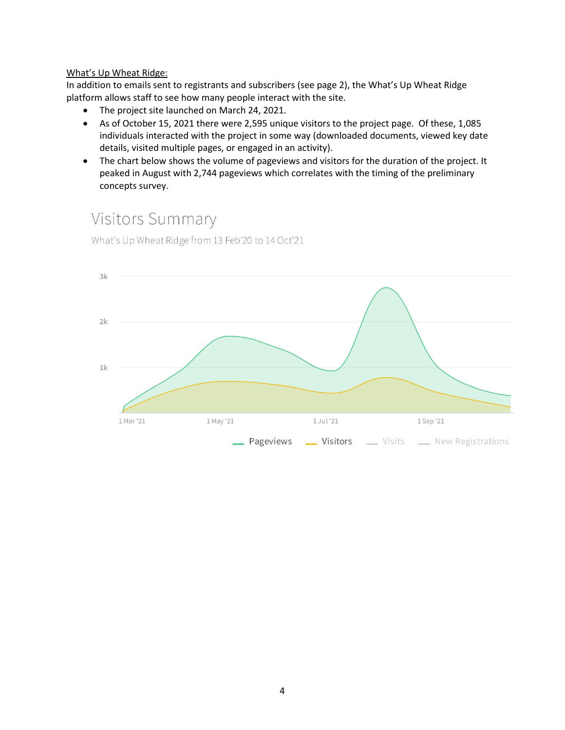What's Up Wheat Ridge:

In addition to emails sent to registrants and subscribers (see page 2), the What's Up Wheat Ridge platform allows staff to see how many people interact with the site.

- The project site launched on March 24, 2021.
- As of October 15, 2021 there were 2,595 unique visitors to the project page. Of these, 1,085 individuals interacted with the project in some way (downloaded documents, viewed key date details, visited multiple pages, or engaged in an activity).
- The chart below shows the volume of pageviews and visitors for the duration of the project. It peaked in August with 2,744 pageviews which correlates with the timing of the preliminary concepts survey.

Visitors Summary

What's Up Wheat Ridge from 13 Feb'20 to 14 Oct'21

3k
2k
1k

1 Mar '21
1 May '21
1 Jul '21
1 Sep '21

Pageviews
Visitors
Visits
New Registrations